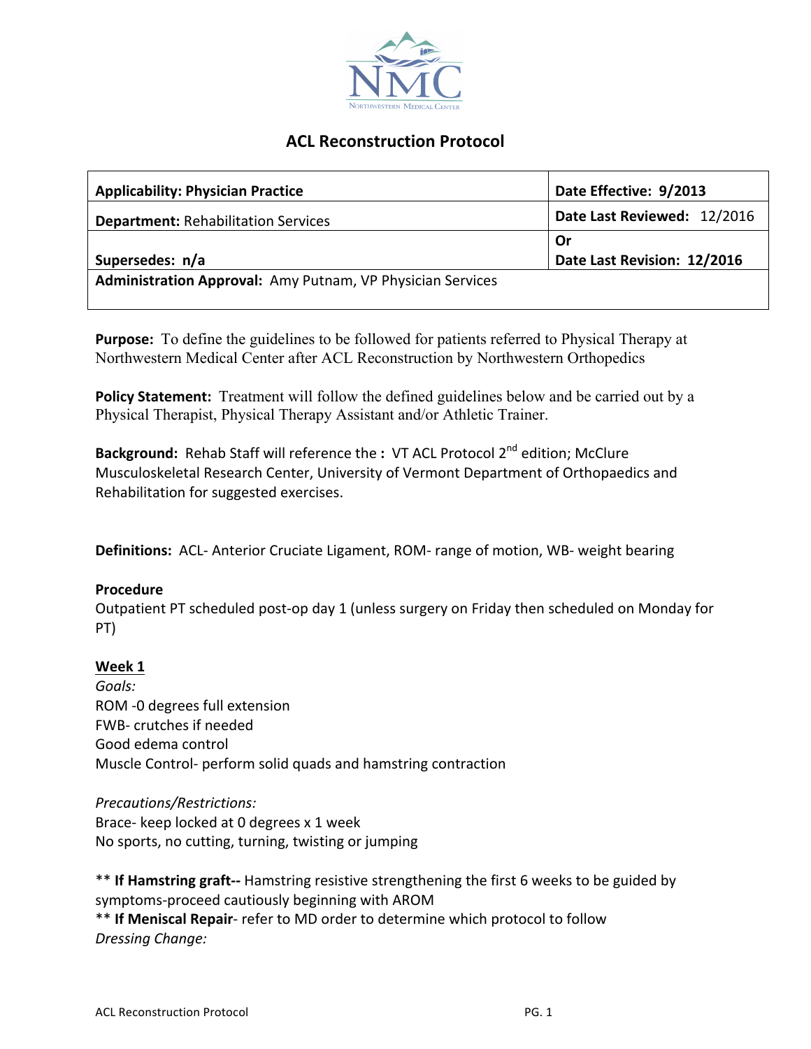# ACL Reconstruction Protocol

| **Applicability: Physician Practice** | **Date Effective: 9/2013** |
|---|---|
| **Department:** Rehabilitation Services | **Date Last Reviewed:** 12/2016 |
| **Supersedes: n/a** | **Or**<br>**Date Last Revision: 12/2016** |
| **Administration Approval:** Amy Putnam, VP Physician Services | |

**Purpose:** To define the guidelines to be followed for patients referred to Physical Therapy at Northwestern Medical Center after ACL Reconstruction by Northwestern Orthopedics

**Policy Statement:** Treatment will follow the defined guidelines below and be carried out by a Physical Therapist, Physical Therapy Assistant and/or Athletic Trainer.

**Background:** Rehab Staff will reference the **:** VT ACL Protocol 2nd edition; McClure Musculoskeletal Research Center, University of Vermont Department of Orthopaedics and Rehabilitation for suggested exercises.

**Definitions:** ACL- Anterior Cruciate Ligament, ROM- range of motion, WB- weight bearing

**Procedure**

Outpatient PT scheduled post-op day 1 (unless surgery on Friday then scheduled on Monday for PT)

**Week 1**

*Goals:*

ROM -0 degrees full extension
FWB- crutches if needed
Good edema control
Muscle Control- perform solid quads and hamstring contraction

*Precautions/Restrictions:*

Brace- keep locked at 0 degrees x 1 week
No sports, no cutting, turning, twisting or jumping

** **If Hamstring graft--** Hamstring resistive strengthening the first 6 weeks to be guided by symptoms-proceed cautiously beginning with AROM
** **If Meniscal Repair**- refer to MD order to determine which protocol to follow

*Dressing Change:*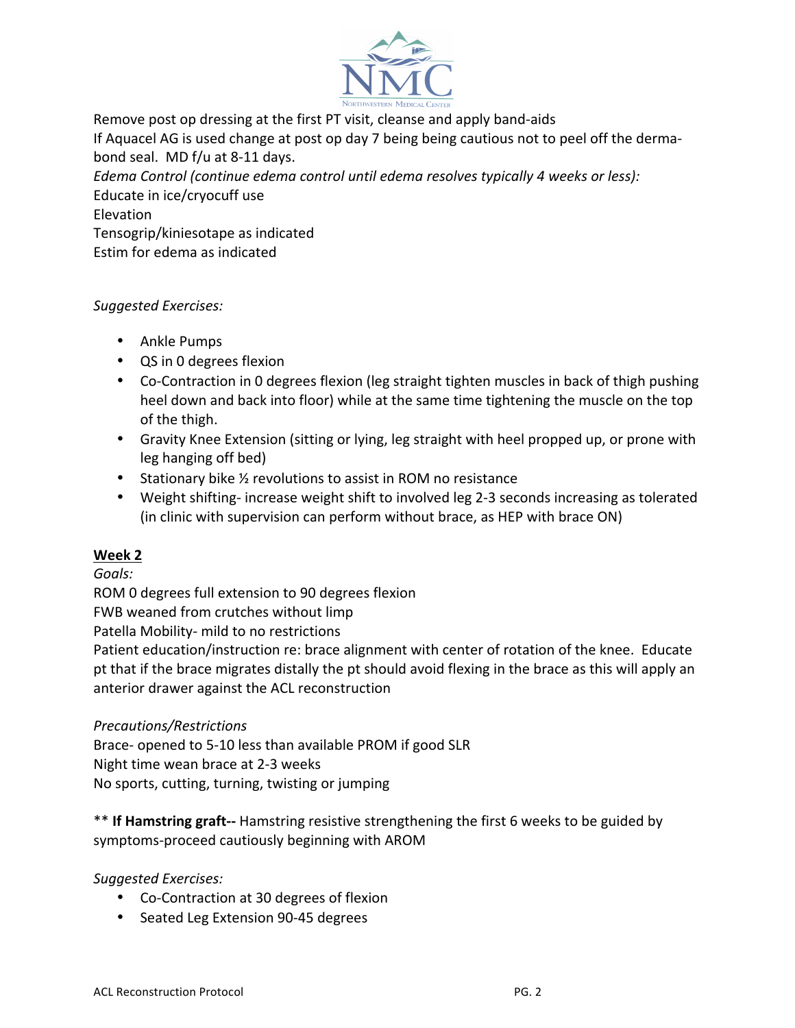Remove post op dressing at the first PT visit, cleanse and apply band-aids

If Aquacel AG is used change at post op day 7 being being cautious not to peel off the derma-bond seal. MD f/u at 8-11 days.

*Edema Control (continue edema control until edema resolves typically 4 weeks or less):*

Educate in ice/cryocuff use

Elevation

Tensogrip/kiniesotape as indicated

Estim for edema as indicated

*Suggested Exercises:*

- Ankle Pumps
- QS in 0 degrees flexion
- Co-Contraction in 0 degrees flexion (leg straight tighten muscles in back of thigh pushing heel down and back into floor) while at the same time tightening the muscle on the top of the thigh.
- Gravity Knee Extension (sitting or lying, leg straight with heel propped up, or prone with leg hanging off bed)
- Stationary bike ½ revolutions to assist in ROM no resistance
- Weight shifting- increase weight shift to involved leg 2-3 seconds increasing as tolerated (in clinic with supervision can perform without brace, as HEP with brace ON)

## Week 2

*Goals:*

ROM 0 degrees full extension to 90 degrees flexion

FWB weaned from crutches without limp

Patella Mobility- mild to no restrictions

Patient education/instruction re: brace alignment with center of rotation of the knee. Educate pt that if the brace migrates distally the pt should avoid flexing in the brace as this will apply an anterior drawer against the ACL reconstruction

*Precautions/Restrictions*

Brace- opened to 5-10 less than available PROM if good SLR

Night time wean brace at 2-3 weeks

No sports, cutting, turning, twisting or jumping

** **If Hamstring graft--** Hamstring resistive strengthening the first 6 weeks to be guided by symptoms-proceed cautiously beginning with AROM

*Suggested Exercises:*

- Co-Contraction at 30 degrees of flexion
- Seated Leg Extension 90-45 degrees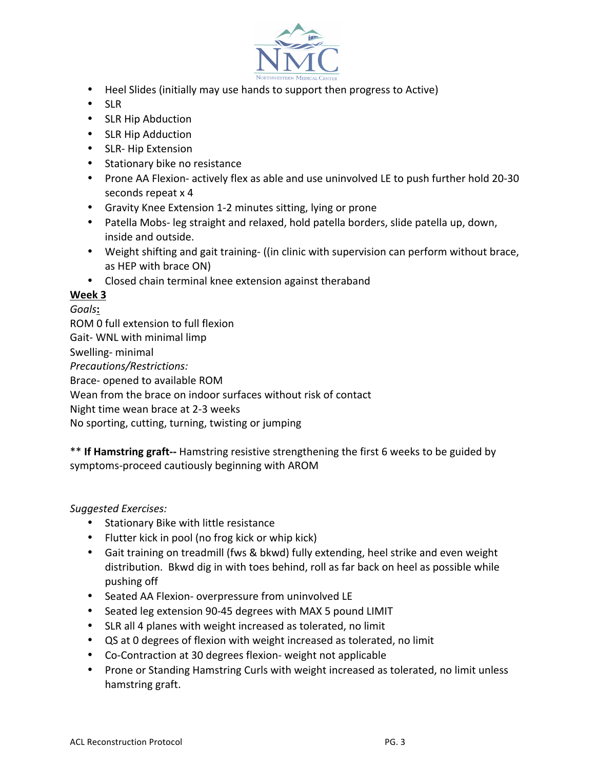- Heel Slides (initially may use hands to support then progress to Active)
- SLR
- SLR Hip Abduction
- SLR Hip Adduction
- SLR- Hip Extension
- Stationary bike no resistance
- Prone AA Flexion- actively flex as able and use uninvolved LE to push further hold 20-30 seconds repeat x 4
- Gravity Knee Extension 1-2 minutes sitting, lying or prone
- Patella Mobs- leg straight and relaxed, hold patella borders, slide patella up, down, inside and outside.
- Weight shifting and gait training- ((in clinic with supervision can perform without brace, as HEP with brace ON)
- Closed chain terminal knee extension against theraband

**Week 3**

*Goals:*

ROM 0 full extension to full flexion

Gait- WNL with minimal limp

Swelling- minimal

*Precautions/Restrictions:*

Brace- opened to available ROM

Wean from the brace on indoor surfaces without risk of contact

Night time wean brace at 2-3 weeks

No sporting, cutting, turning, twisting or jumping

** **If Hamstring graft--** Hamstring resistive strengthening the first 6 weeks to be guided by symptoms-proceed cautiously beginning with AROM

*Suggested Exercises:*

- Stationary Bike with little resistance
- Flutter kick in pool (no frog kick or whip kick)
- Gait training on treadmill (fws & bkwd) fully extending, heel strike and even weight distribution. Bkwd dig in with toes behind, roll as far back on heel as possible while pushing off
- Seated AA Flexion- overpressure from uninvolved LE
- Seated leg extension 90-45 degrees with MAX 5 pound LIMIT
- SLR all 4 planes with weight increased as tolerated, no limit
- QS at 0 degrees of flexion with weight increased as tolerated, no limit
- Co-Contraction at 30 degrees flexion- weight not applicable
- Prone or Standing Hamstring Curls with weight increased as tolerated, no limit unless hamstring graft.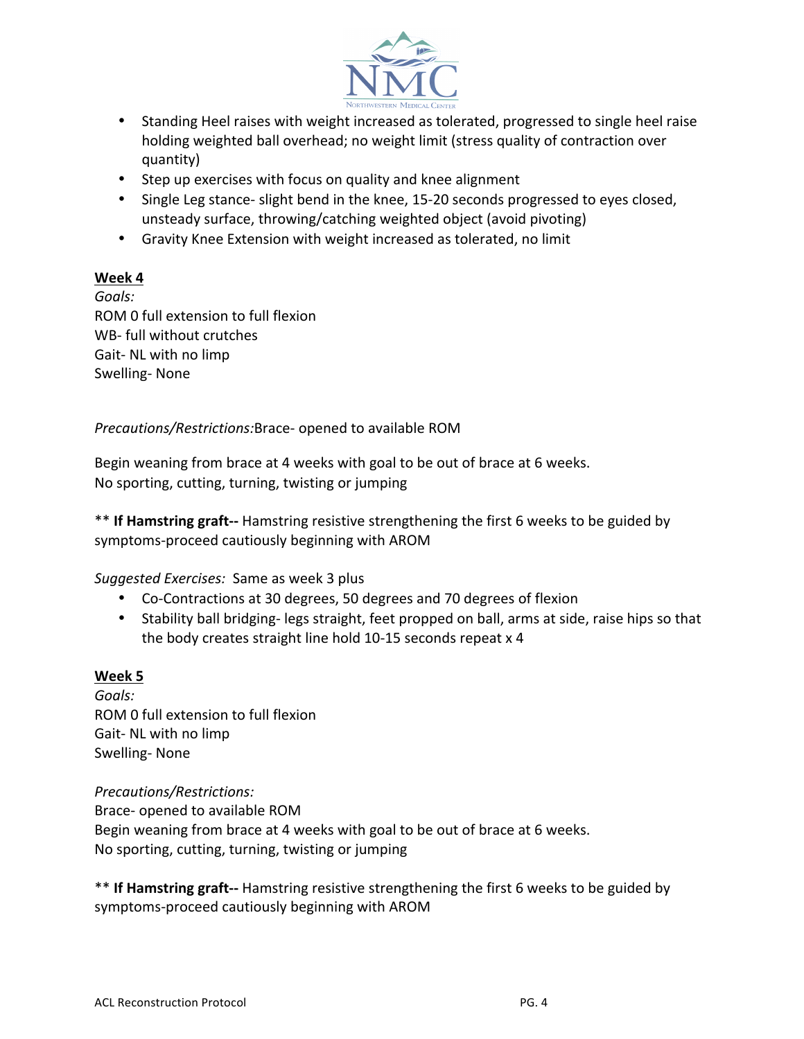- Standing Heel raises with weight increased as tolerated, progressed to single heel raise holding weighted ball overhead; no weight limit (stress quality of contraction over quantity)
- Step up exercises with focus on quality and knee alignment
- Single Leg stance- slight bend in the knee, 15-20 seconds progressed to eyes closed, unsteady surface, throwing/catching weighted object (avoid pivoting)
- Gravity Knee Extension with weight increased as tolerated, no limit

**Week 4**

*Goals:*
ROM 0 full extension to full flexion
WB- full without crutches
Gait- NL with no limp
Swelling- None

*Precautions/Restrictions:*Brace- opened to available ROM

Begin weaning from brace at 4 weeks with goal to be out of brace at 6 weeks.
No sporting, cutting, turning, twisting or jumping

** **If Hamstring graft--** Hamstring resistive strengthening the first 6 weeks to be guided by symptoms-proceed cautiously beginning with AROM

*Suggested Exercises:* Same as week 3 plus

- Co-Contractions at 30 degrees, 50 degrees and 70 degrees of flexion
- Stability ball bridging- legs straight, feet propped on ball, arms at side, raise hips so that the body creates straight line hold 10-15 seconds repeat x 4

**Week 5**

*Goals:*
ROM 0 full extension to full flexion
Gait- NL with no limp
Swelling- None

*Precautions/Restrictions:*
Brace- opened to available ROM
Begin weaning from brace at 4 weeks with goal to be out of brace at 6 weeks.
No sporting, cutting, turning, twisting or jumping

** **If Hamstring graft--** Hamstring resistive strengthening the first 6 weeks to be guided by symptoms-proceed cautiously beginning with AROM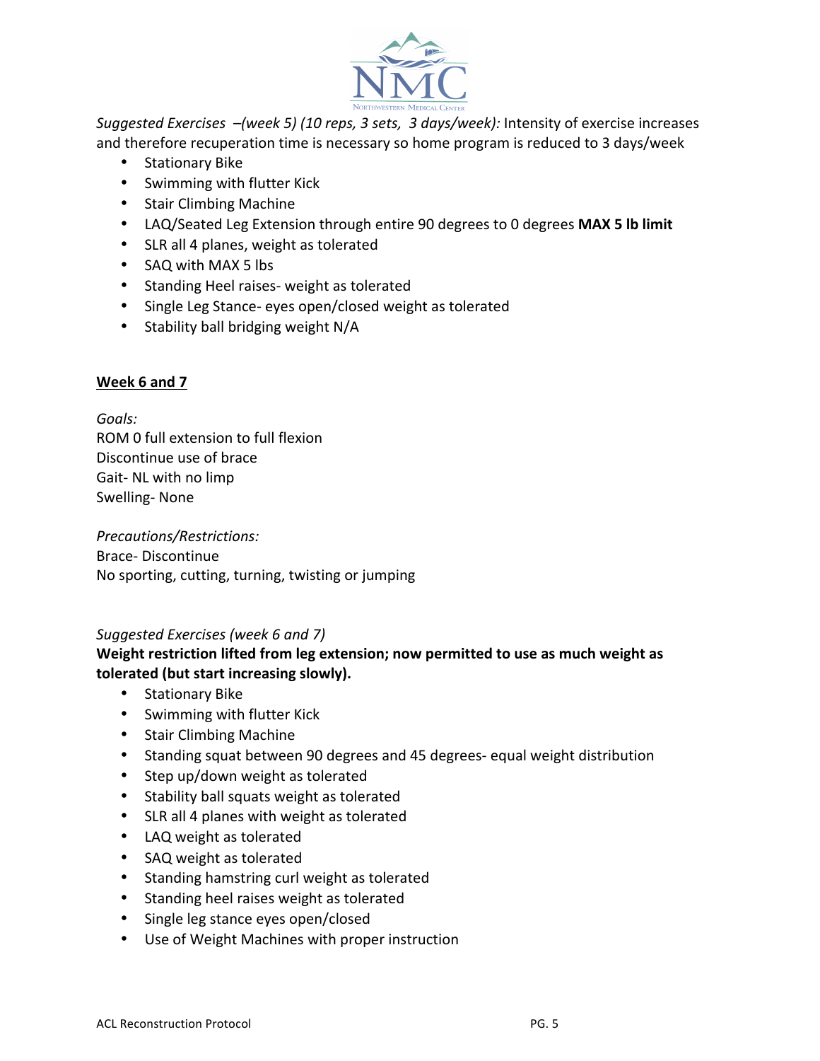*Suggested Exercises –(week 5) (10 reps, 3 sets, 3 days/week):* Intensity of exercise increases and therefore recuperation time is necessary so home program is reduced to 3 days/week

- Stationary Bike
- Swimming with flutter Kick
- Stair Climbing Machine
- LAQ/Seated Leg Extension through entire 90 degrees to 0 degrees **MAX 5 lb limit**
- SLR all 4 planes, weight as tolerated
- SAQ with MAX 5 lbs
- Standing Heel raises- weight as tolerated
- Single Leg Stance- eyes open/closed weight as tolerated
- Stability ball bridging weight N/A

## <u>Week 6 and 7</u>

*Goals:*
ROM 0 full extension to full flexion
Discontinue use of brace
Gait- NL with no limp
Swelling- None

*Precautions/Restrictions:*
Brace- Discontinue
No sporting, cutting, turning, twisting or jumping

*Suggested Exercises (week 6 and 7)*

**Weight restriction lifted from leg extension; now permitted to use as much weight as tolerated (but start increasing slowly).**

- Stationary Bike
- Swimming with flutter Kick
- Stair Climbing Machine
- Standing squat between 90 degrees and 45 degrees- equal weight distribution
- Step up/down weight as tolerated
- Stability ball squats weight as tolerated
- SLR all 4 planes with weight as tolerated
- LAQ weight as tolerated
- SAQ weight as tolerated
- Standing hamstring curl weight as tolerated
- Standing heel raises weight as tolerated
- Single leg stance eyes open/closed
- Use of Weight Machines with proper instruction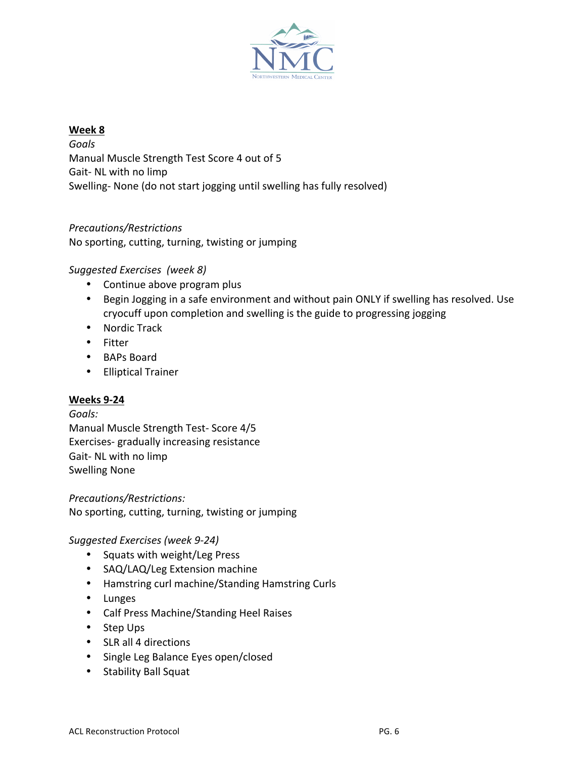## Week 8

*Goals*

Manual Muscle Strength Test Score 4 out of 5

Gait- NL with no limp

Swelling- None (do not start jogging until swelling has fully resolved)

*Precautions/Restrictions*

No sporting, cutting, turning, twisting or jumping

*Suggested Exercises (week 8)*

- Continue above program plus
- Begin Jogging in a safe environment and without pain ONLY if swelling has resolved. Use cryocuff upon completion and swelling is the guide to progressing jogging
- Nordic Track
- Fitter
- BAPs Board
- Elliptical Trainer

## Weeks 9-24

*Goals:*

Manual Muscle Strength Test- Score 4/5

Exercises- gradually increasing resistance

Gait- NL with no limp

Swelling None

*Precautions/Restrictions:*

No sporting, cutting, turning, twisting or jumping

*Suggested Exercises (week 9-24)*

- Squats with weight/Leg Press
- SAQ/LAQ/Leg Extension machine
- Hamstring curl machine/Standing Hamstring Curls
- Lunges
- Calf Press Machine/Standing Heel Raises
- Step Ups
- SLR all 4 directions
- Single Leg Balance Eyes open/closed
- Stability Ball Squat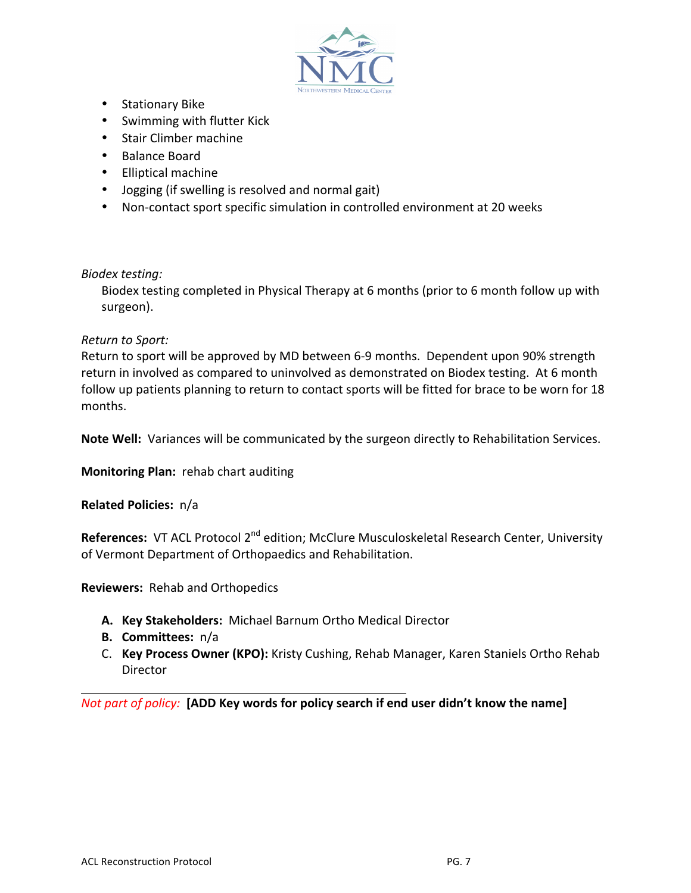- Stationary Bike
- Swimming with flutter Kick
- Stair Climber machine
- Balance Board
- Elliptical machine
- Jogging (if swelling is resolved and normal gait)
- Non-contact sport specific simulation in controlled environment at 20 weeks

*Biodex testing:*

Biodex testing completed in Physical Therapy at 6 months (prior to 6 month follow up with surgeon).

*Return to Sport:*

Return to sport will be approved by MD between 6-9 months. Dependent upon 90% strength return in involved as compared to uninvolved as demonstrated on Biodex testing. At 6 month follow up patients planning to return to contact sports will be fitted for brace to be worn for 18 months.

**Note Well:** Variances will be communicated by the surgeon directly to Rehabilitation Services.

**Monitoring Plan:** rehab chart auditing

**Related Policies:** n/a

**References:** VT ACL Protocol 2nd edition; McClure Musculoskeletal Research Center, University of Vermont Department of Orthopaedics and Rehabilitation.

**Reviewers:** Rehab and Orthopedics

A. **Key Stakeholders:** Michael Barnum Ortho Medical Director
B. **Committees:** n/a
C. **Key Process Owner (KPO):** Kristy Cushing, Rehab Manager, Karen Staniels Ortho Rehab Director

---

*Not part of policy:* **[ADD Key words for policy search if end user didn't know the name]**